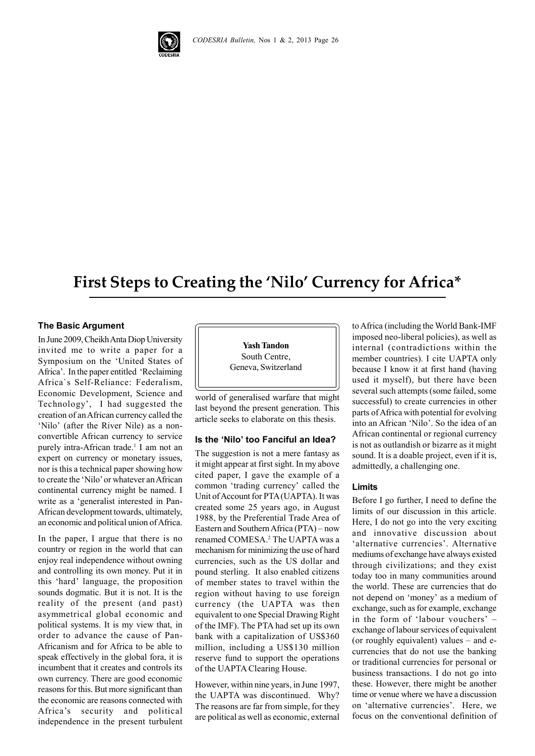# First Steps to Creating the 'Nilo' Currency for Africa*

**Yash Tandon**
South Centre,
Geneva, Switzerland

### The Basic Argument

In June 2009, Cheikh Anta Diop University invited me to write a paper for a Symposium on the 'United States of Africa'. In the paper entitled 'Reclaiming Africa`s Self-Reliance: Federalism, Economic Development, Science and Technology', I had suggested the creation of an African currency called the 'Nilo' (after the River Nile) as a non-convertible African currency to service purely intra-African trade.[1] I am not an expert on currency or monetary issues, nor is this a technical paper showing how to create the 'Nilo' or whatever an African continental currency might be named. I write as a 'generalist interested in Pan-African development towards, ultimately, an economic and political union of Africa.

In the paper, I argue that there is no country or region in the world that can enjoy real independence without owning and controlling its own money. Put it in this 'hard' language, the proposition sounds dogmatic. But it is not. It is the reality of the present (and past) asymmetrical global economic and political systems. It is my view that, in order to advance the cause of Pan-Africanism and for Africa to be able to speak effectively in the global fora, it is incumbent that it creates and controls its own currency. There are good economic reasons for this. But more significant than the economic are reasons connected with Africa's security and political independence in the present turbulent world of generalised warfare that might last beyond the present generation. This article seeks to elaborate on this thesis.

### Is the 'Nilo' too Fanciful an Idea?

The suggestion is not a mere fantasy as it might appear at first sight. In my above cited paper, I gave the example of a common 'trading currency' called the Unit of Account for PTA (UAPTA). It was created some 25 years ago, in August 1988, by the Preferential Trade Area of Eastern and Southern Africa (PTA) – now renamed COMESA.[2] The UAPTA was a mechanism for minimizing the use of hard currencies, such as the US dollar and pound sterling. It also enabled citizens of member states to travel within the region without having to use foreign currency (the UAPTA was then equivalent to one Special Drawing Right of the IMF). The PTA had set up its own bank with a capitalization of US$360 million, including a US$130 million reserve fund to support the operations of the UAPTA Clearing House.

However, within nine years, in June 1997, the UAPTA was discontinued. Why? The reasons are far from simple, for they are political as well as economic, external to Africa (including the World Bank-IMF imposed neo-liberal policies), as well as internal (contradictions within the member countries). I cite UAPTA only because I know it at first hand (having used it myself), but there have been several such attempts (some failed, some successful) to create currencies in other parts of Africa with potential for evolving into an African 'Nilo'. So the idea of an African continental or regional currency is not as outlandish or bizarre as it might sound. It is a doable project, even if it is, admittedly, a challenging one.

### Limits

Before I go further, I need to define the limits of our discussion in this article. Here, I do not go into the very exciting and innovative discussion about 'alternative currencies'. Alternative mediums of exchange have always existed through civilizations; and they exist today too in many communities around the world. These are currencies that do not depend on 'money' as a medium of exchange, such as for example, exchange in the form of 'labour vouchers' – exchange of labour services of equivalent (or roughly equivalent) values – and e-currencies that do not use the banking or traditional currencies for personal or business transactions. I do not go into these. However, there might be another time or venue where we have a discussion on 'alternative currencies'. Here, we focus on the conventional definition of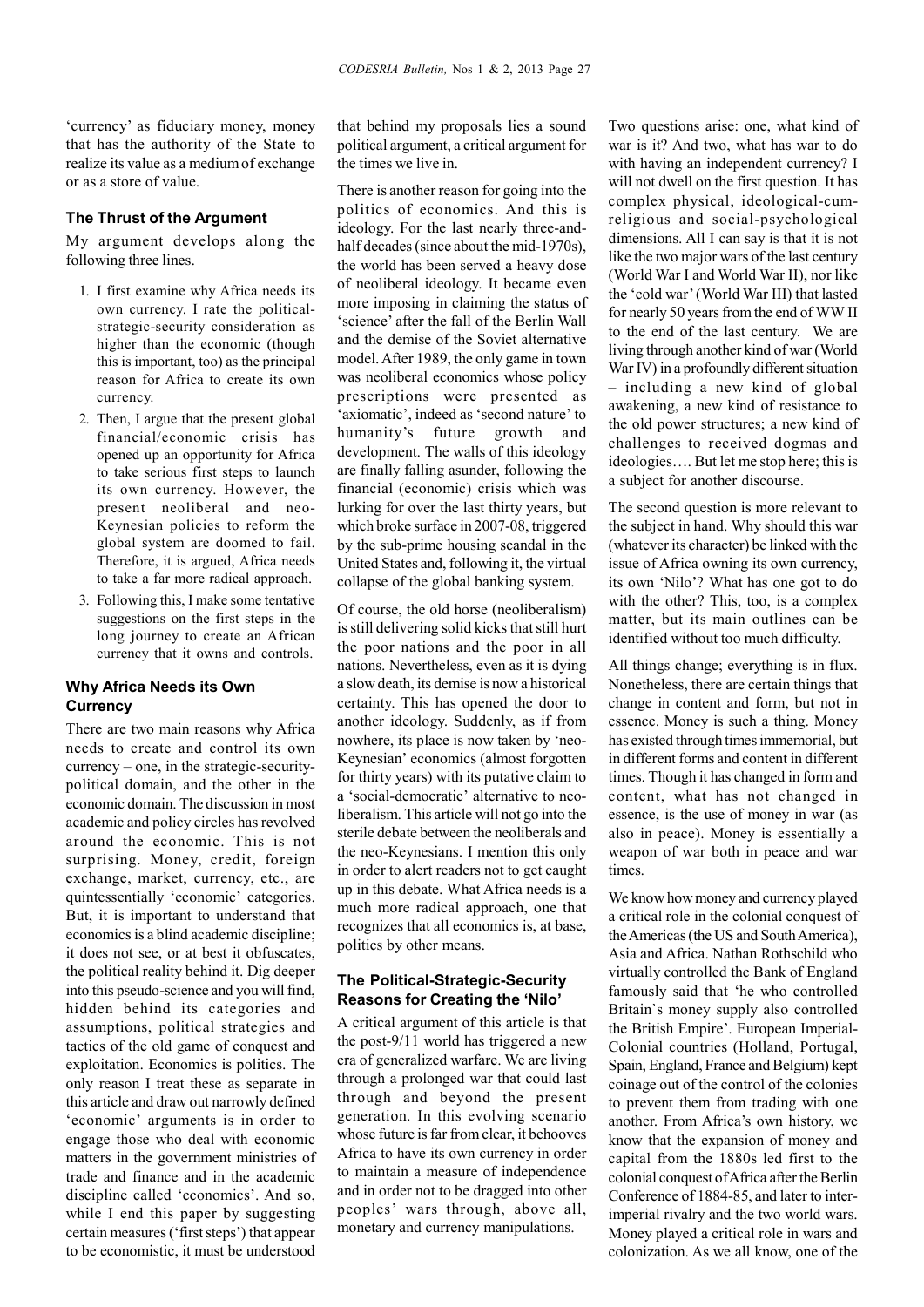'currency' as fiduciary money, money that has the authority of the State to realize its value as a medium of exchange or as a store of value.

### The Thrust of the Argument

My argument develops along the following three lines.

1. I first examine why Africa needs its own currency. I rate the political-strategic-security consideration as higher than the economic (though this is important, too) as the principal reason for Africa to create its own currency.
2. Then, I argue that the present global financial/economic crisis has opened up an opportunity for Africa to take serious first steps to launch its own currency. However, the present neoliberal and neo-Keynesian policies to reform the global system are doomed to fail. Therefore, it is argued, Africa needs to take a far more radical approach.
3. Following this, I make some tentative suggestions on the first steps in the long journey to create an African currency that it owns and controls.

### Why Africa Needs its Own Currency

There are two main reasons why Africa needs to create and control its own currency – one, in the strategic-security-political domain, and the other in the economic domain. The discussion in most academic and policy circles has revolved around the economic. This is not surprising. Money, credit, foreign exchange, market, currency, etc., are quintessentially 'economic' categories. But, it is important to understand that economics is a blind academic discipline; it does not see, or at best it obfuscates, the political reality behind it. Dig deeper into this pseudo-science and you will find, hidden behind its categories and assumptions, political strategies and tactics of the old game of conquest and exploitation. Economics is politics. The only reason I treat these as separate in this article and draw out narrowly defined 'economic' arguments is in order to engage those who deal with economic matters in the government ministries of trade and finance and in the academic discipline called 'economics'. And so, while I end this paper by suggesting certain measures ('first steps') that appear to be economistic, it must be understood that behind my proposals lies a sound political argument, a critical argument for the times we live in.

There is another reason for going into the politics of economics. And this is ideology. For the last nearly three-and-half decades (since about the mid-1970s), the world has been served a heavy dose of neoliberal ideology. It became even more imposing in claiming the status of 'science' after the fall of the Berlin Wall and the demise of the Soviet alternative model. After 1989, the only game in town was neoliberal economics whose policy prescriptions were presented as 'axiomatic', indeed as 'second nature' to humanity's future growth and development. The walls of this ideology are finally falling asunder, following the financial (economic) crisis which was lurking for over the last thirty years, but which broke surface in 2007-08, triggered by the sub-prime housing scandal in the United States and, following it, the virtual collapse of the global banking system.

Of course, the old horse (neoliberalism) is still delivering solid kicks that still hurt the poor nations and the poor in all nations. Nevertheless, even as it is dying a slow death, its demise is now a historical certainty. This has opened the door to another ideology. Suddenly, as if from nowhere, its place is now taken by 'neo-Keynesian' economics (almost forgotten for thirty years) with its putative claim to a 'social-democratic' alternative to neo-liberalism. This article will not go into the sterile debate between the neoliberals and the neo-Keynesians. I mention this only in order to alert readers not to get caught up in this debate. What Africa needs is a much more radical approach, one that recognizes that all economics is, at base, politics by other means.

### The Political-Strategic-Security Reasons for Creating the 'Nilo'

A critical argument of this article is that the post-9/11 world has triggered a new era of generalized warfare. We are living through a prolonged war that could last through and beyond the present generation. In this evolving scenario whose future is far from clear, it behooves Africa to have its own currency in order to maintain a measure of independence and in order not to be dragged into other peoples' wars through, above all, monetary and currency manipulations.

Two questions arise: one, what kind of war is it? And two, what has war to do with having an independent currency? I will not dwell on the first question. It has complex physical, ideological-cum-religious and social-psychological dimensions. All I can say is that it is not like the two major wars of the last century (World War I and World War II), nor like the 'cold war' (World War III) that lasted for nearly 50 years from the end of WW II to the end of the last century. We are living through another kind of war (World War IV) in a profoundly different situation – including a new kind of global awakening, a new kind of resistance to the old power structures; a new kind of challenges to received dogmas and ideologies…. But let me stop here; this is a subject for another discourse.

The second question is more relevant to the subject in hand. Why should this war (whatever its character) be linked with the issue of Africa owning its own currency, its own 'Nilo'? What has one got to do with the other? This, too, is a complex matter, but its main outlines can be identified without too much difficulty.

All things change; everything is in flux. Nonetheless, there are certain things that change in content and form, but not in essence. Money is such a thing. Money has existed through times immemorial, but in different forms and content in different times. Though it has changed in form and content, what has not changed in essence, is the use of money in war (as also in peace). Money is essentially a weapon of war both in peace and war times.

We know how money and currency played a critical role in the colonial conquest of the Americas (the US and South America), Asia and Africa. Nathan Rothschild who virtually controlled the Bank of England famously said that 'he who controlled Britain`s money supply also controlled the British Empire'. European Imperial-Colonial countries (Holland, Portugal, Spain, England, France and Belgium) kept coinage out of the control of the colonies to prevent them from trading with one another. From Africa's own history, we know that the expansion of money and capital from the 1880s led first to the colonial conquest of Africa after the Berlin Conference of 1884-85, and later to inter-imperial rivalry and the two world wars. Money played a critical role in wars and colonization. As we all know, one of the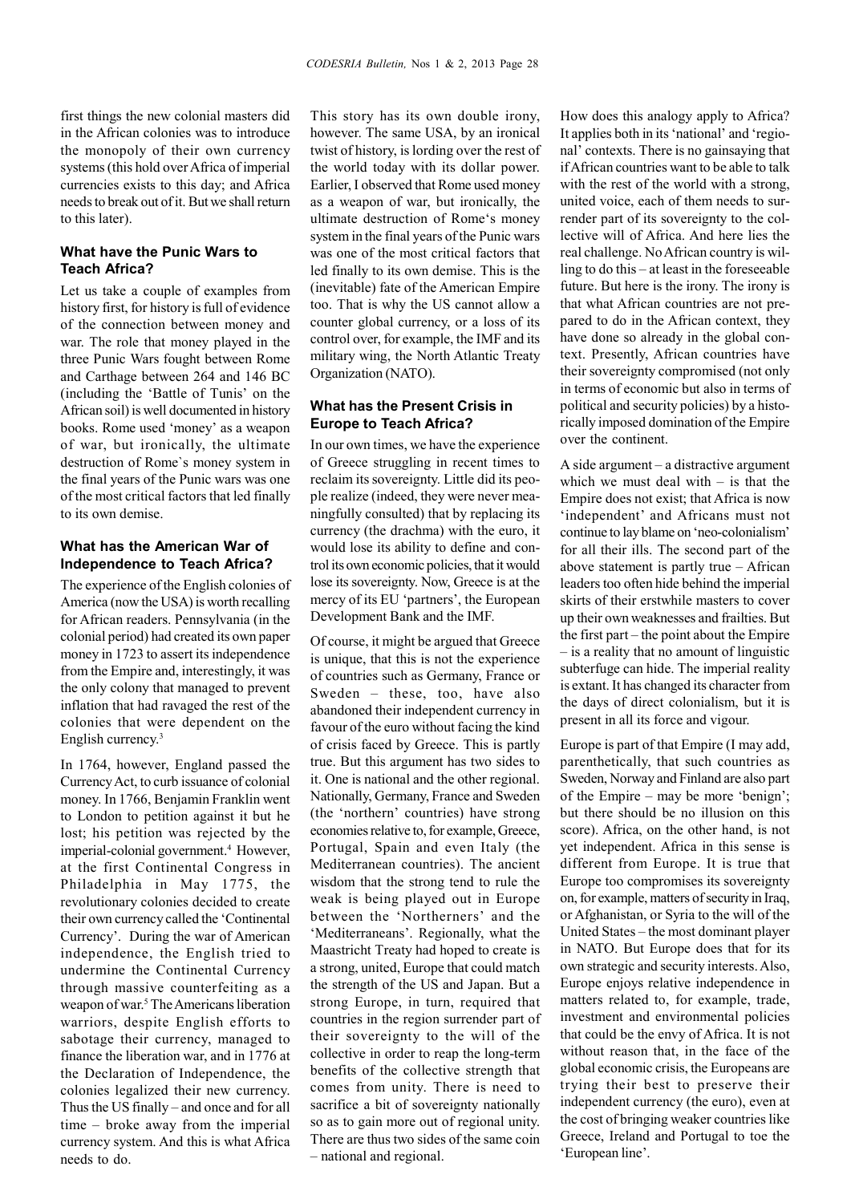first things the new colonial masters did in the African colonies was to introduce the monopoly of their own currency systems (this hold over Africa of imperial currencies exists to this day; and Africa needs to break out of it. But we shall return to this later).

### What have the Punic Wars to Teach Africa?

Let us take a couple of examples from history first, for history is full of evidence of the connection between money and war. The role that money played in the three Punic Wars fought between Rome and Carthage between 264 and 146 BC (including the 'Battle of Tunis' on the African soil) is well documented in history books. Rome used 'money' as a weapon of war, but ironically, the ultimate destruction of Rome`s money system in the final years of the Punic wars was one of the most critical factors that led finally to its own demise.

### What has the American War of Independence to Teach Africa?

The experience of the English colonies of America (now the USA) is worth recalling for African readers. Pennsylvania (in the colonial period) had created its own paper money in 1723 to assert its independence from the Empire and, interestingly, it was the only colony that managed to prevent inflation that had ravaged the rest of the colonies that were dependent on the English currency.[3]

In 1764, however, England passed the Currency Act, to curb issuance of colonial money. In 1766, Benjamin Franklin went to London to petition against it but he lost; his petition was rejected by the imperial-colonial government.[4] However, at the first Continental Congress in Philadelphia in May 1775, the revolutionary colonies decided to create their own currency called the 'Continental Currency'. During the war of American independence, the English tried to undermine the Continental Currency through massive counterfeiting as a weapon of war.[5] The Americans liberation warriors, despite English efforts to sabotage their currency, managed to finance the liberation war, and in 1776 at the Declaration of Independence, the colonies legalized their new currency. Thus the US finally – and once and for all time – broke away from the imperial currency system. And this is what Africa needs to do.

This story has its own double irony, however. The same USA, by an ironical twist of history, is lording over the rest of the world today with its dollar power. Earlier, I observed that Rome used money as a weapon of war, but ironically, the ultimate destruction of Rome's money system in the final years of the Punic wars was one of the most critical factors that led finally to its own demise. This is the (inevitable) fate of the American Empire too. That is why the US cannot allow a counter global currency, or a loss of its control over, for example, the IMF and its military wing, the North Atlantic Treaty Organization (NATO).

### What has the Present Crisis in Europe to Teach Africa?

In our own times, we have the experience of Greece struggling in recent times to reclaim its sovereignty. Little did its people realize (indeed, they were never meaningfully consulted) that by replacing its currency (the drachma) with the euro, it would lose its ability to define and control its own economic policies, that it would lose its sovereignty. Now, Greece is at the mercy of its EU 'partners', the European Development Bank and the IMF.

Of course, it might be argued that Greece is unique, that this is not the experience of countries such as Germany, France or Sweden – these, too, have also abandoned their independent currency in favour of the euro without facing the kind of crisis faced by Greece. This is partly true. But this argument has two sides to it. One is national and the other regional. Nationally, Germany, France and Sweden (the 'northern' countries) have strong economies relative to, for example, Greece, Portugal, Spain and even Italy (the Mediterranean countries). The ancient wisdom that the strong tend to rule the weak is being played out in Europe between the 'Northerners' and the 'Mediterraneans'. Regionally, what the Maastricht Treaty had hoped to create is a strong, united, Europe that could match the strength of the US and Japan. But a strong Europe, in turn, required that countries in the region surrender part of their sovereignty to the will of the collective in order to reap the long-term benefits of the collective strength that comes from unity. There is need to sacrifice a bit of sovereignty nationally so as to gain more out of regional unity. There are thus two sides of the same coin – national and regional.

How does this analogy apply to Africa? It applies both in its 'national' and 'regional' contexts. There is no gainsaying that if African countries want to be able to talk with the rest of the world with a strong, united voice, each of them needs to surrender part of its sovereignty to the collective will of Africa. And here lies the real challenge. No African country is willing to do this – at least in the foreseeable future. But here is the irony. The irony is that what African countries are not prepared to do in the African context, they have done so already in the global context. Presently, African countries have their sovereignty compromised (not only in terms of economic but also in terms of political and security policies) by a historically imposed domination of the Empire over the continent.

A side argument – a distractive argument which we must deal with – is that the Empire does not exist; that Africa is now 'independent' and Africans must not continue to lay blame on 'neo-colonialism' for all their ills. The second part of the above statement is partly true – African leaders too often hide behind the imperial skirts of their erstwhile masters to cover up their own weaknesses and frailties. But the first part – the point about the Empire – is a reality that no amount of linguistic subterfuge can hide. The imperial reality is extant. It has changed its character from the days of direct colonialism, but it is present in all its force and vigour.

Europe is part of that Empire (I may add, parenthetically, that such countries as Sweden, Norway and Finland are also part of the Empire – may be more 'benign'; but there should be no illusion on this score). Africa, on the other hand, is not yet independent. Africa in this sense is different from Europe. It is true that Europe too compromises its sovereignty on, for example, matters of security in Iraq, or Afghanistan, or Syria to the will of the United States – the most dominant player in NATO. But Europe does that for its own strategic and security interests. Also, Europe enjoys relative independence in matters related to, for example, trade, investment and environmental policies that could be the envy of Africa. It is not without reason that, in the face of the global economic crisis, the Europeans are trying their best to preserve their independent currency (the euro), even at the cost of bringing weaker countries like Greece, Ireland and Portugal to toe the 'European line'.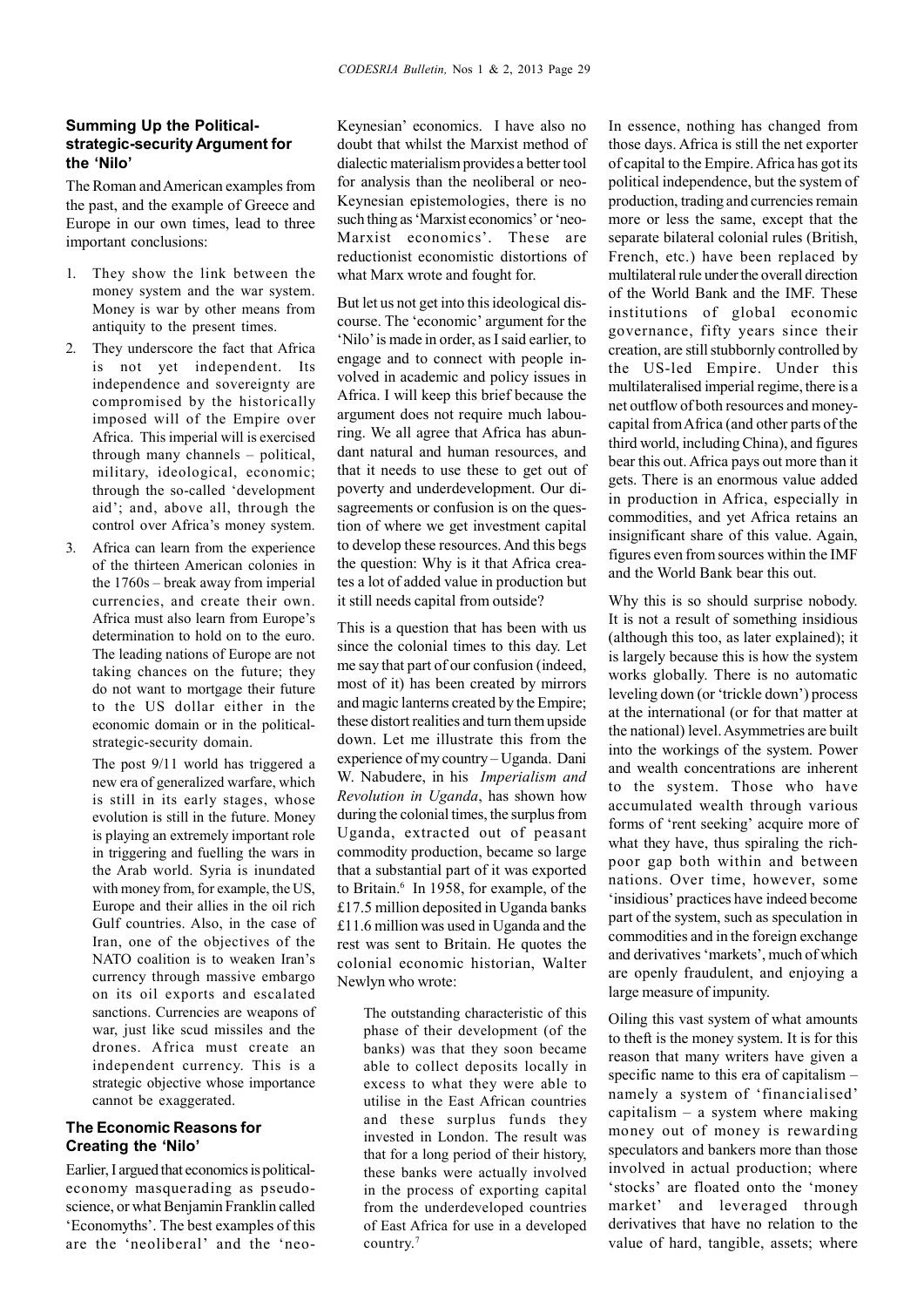## Summing Up the Political-strategic-security Argument for the 'Nilo'

The Roman and American examples from the past, and the example of Greece and Europe in our own times, lead to three important conclusions:

1. They show the link between the money system and the war system. Money is war by other means from antiquity to the present times.
2. They underscore the fact that Africa is not yet independent. Its independence and sovereignty are compromised by the historically imposed will of the Empire over Africa. This imperial will is exercised through many channels – political, military, ideological, economic; through the so-called 'development aid'; and, above all, through the control over Africa's money system.
3. Africa can learn from the experience of the thirteen American colonies in the 1760s – break away from imperial currencies, and create their own. Africa must also learn from Europe's determination to hold on to the euro. The leading nations of Europe are not taking chances on the future; they do not want to mortgage their future to the US dollar either in the economic domain or in the political-strategic-security domain.

   The post 9/11 world has triggered a new era of generalized warfare, which is still in its early stages, whose evolution is still in the future. Money is playing an extremely important role in triggering and fuelling the wars in the Arab world. Syria is inundated with money from, for example, the US, Europe and their allies in the oil rich Gulf countries. Also, in the case of Iran, one of the objectives of the NATO coalition is to weaken Iran's currency through massive embargo on its oil exports and escalated sanctions. Currencies are weapons of war, just like scud missiles and the drones. Africa must create an independent currency. This is a strategic objective whose importance cannot be exaggerated.

## The Economic Reasons for Creating the 'Nilo'

Earlier, I argued that economics is political-economy masquerading as pseudo-science, or what Benjamin Franklin called 'Economyths'. The best examples of this are the 'neoliberal' and the 'neo-Keynesian' economics. I have also no doubt that whilst the Marxist method of dialectic materialism provides a better tool for analysis than the neoliberal or neo-Keynesian epistemologies, there is no such thing as 'Marxist economics' or 'neo-Marxist economics'. These are reductionist economistic distortions of what Marx wrote and fought for.

But let us not get into this ideological discourse. The 'economic' argument for the 'Nilo' is made in order, as I said earlier, to engage and to connect with people involved in academic and policy issues in Africa. I will keep this brief because the argument does not require much labouring. We all agree that Africa has abundant natural and human resources, and that it needs to use these to get out of poverty and underdevelopment. Our disagreements or confusion is on the question of where we get investment capital to develop these resources. And this begs the question: Why is it that Africa creates a lot of added value in production but it still needs capital from outside?

This is a question that has been with us since the colonial times to this day. Let me say that part of our confusion (indeed, most of it) has been created by mirrors and magic lanterns created by the Empire; these distort realities and turn them upside down. Let me illustrate this from the experience of my country – Uganda. Dani W. Nabudere, in his *Imperialism and Revolution in Uganda*, has shown how during the colonial times, the surplus from Uganda, extracted out of peasant commodity production, became so large that a substantial part of it was exported to Britain.[6] In 1958, for example, of the £17.5 million deposited in Uganda banks £11.6 million was used in Uganda and the rest was sent to Britain. He quotes the colonial economic historian, Walter Newlyn who wrote:

> The outstanding characteristic of this phase of their development (of the banks) was that they soon became able to collect deposits locally in excess to what they were able to utilise in the East African countries and these surplus funds they invested in London. The result was that for a long period of their history, these banks were actually involved in the process of exporting capital from the underdeveloped countries of East Africa for use in a developed country.[7]

In essence, nothing has changed from those days. Africa is still the net exporter of capital to the Empire. Africa has got its political independence, but the system of production, trading and currencies remain more or less the same, except that the separate bilateral colonial rules (British, French, etc.) have been replaced by multilateral rule under the overall direction of the World Bank and the IMF. These institutions of global economic governance, fifty years since their creation, are still stubbornly controlled by the US-led Empire. Under this multilateralised imperial regime, there is a net outflow of both resources and money-capital from Africa (and other parts of the third world, including China), and figures bear this out. Africa pays out more than it gets. There is an enormous value added in production in Africa, especially in commodities, and yet Africa retains an insignificant share of this value. Again, figures even from sources within the IMF and the World Bank bear this out.

Why this is so should surprise nobody. It is not a result of something insidious (although this too, as later explained); it is largely because this is how the system works globally. There is no automatic leveling down (or 'trickle down') process at the international (or for that matter at the national) level. Asymmetries are built into the workings of the system. Power and wealth concentrations are inherent to the system. Those who have accumulated wealth through various forms of 'rent seeking' acquire more of what they have, thus spiraling the rich-poor gap both within and between nations. Over time, however, some 'insidious' practices have indeed become part of the system, such as speculation in commodities and in the foreign exchange and derivatives 'markets', much of which are openly fraudulent, and enjoying a large measure of impunity.

Oiling this vast system of what amounts to theft is the money system. It is for this reason that many writers have given a specific name to this era of capitalism – namely a system of 'financialised' capitalism – a system where making money out of money is rewarding speculators and bankers more than those involved in actual production; where 'stocks' are floated onto the 'money market' and leveraged through derivatives that have no relation to the value of hard, tangible, assets; where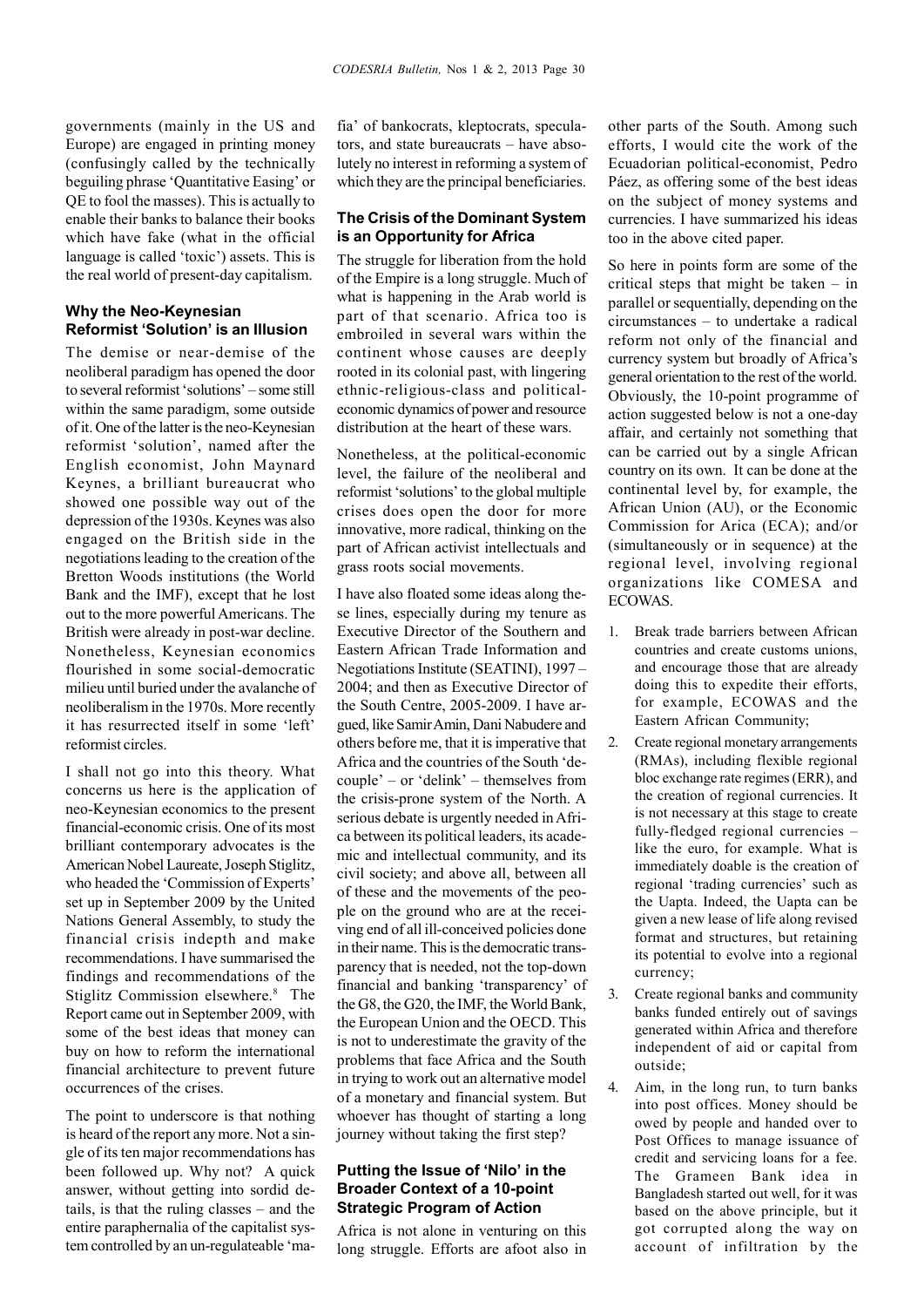governments (mainly in the US and Europe) are engaged in printing money (confusingly called by the technically beguiling phrase 'Quantitative Easing' or QE to fool the masses). This is actually to enable their banks to balance their books which have fake (what in the official language is called 'toxic') assets. This is the real world of present-day capitalism.

### Why the Neo-Keynesian Reformist 'Solution' is an Illusion

The demise or near-demise of the neoliberal paradigm has opened the door to several reformist 'solutions' – some still within the same paradigm, some outside of it. One of the latter is the neo-Keynesian reformist 'solution', named after the English economist, John Maynard Keynes, a brilliant bureaucrat who showed one possible way out of the depression of the 1930s. Keynes was also engaged on the British side in the negotiations leading to the creation of the Bretton Woods institutions (the World Bank and the IMF), except that he lost out to the more powerful Americans. The British were already in post-war decline. Nonetheless, Keynesian economics flourished in some social-democratic milieu until buried under the avalanche of neoliberalism in the 1970s. More recently it has resurrected itself in some 'left' reformist circles.

I shall not go into this theory. What concerns us here is the application of neo-Keynesian economics to the present financial-economic crisis. One of its most brilliant contemporary advocates is the American Nobel Laureate, Joseph Stiglitz, who headed the 'Commission of Experts' set up in September 2009 by the United Nations General Assembly, to study the financial crisis indepth and make recommendations. I have summarised the findings and recommendations of the Stiglitz Commission elsewhere.[8] The Report came out in September 2009, with some of the best ideas that money can buy on how to reform the international financial architecture to prevent future occurrences of the crises.

The point to underscore is that nothing is heard of the report any more. Not a single of its ten major recommendations has been followed up. Why not? A quick answer, without getting into sordid details, is that the ruling classes – and the entire paraphernalia of the capitalist system controlled by an un-regulateable 'mafia' of bankocrats, kleptocrats, speculators, and state bureaucrats – have absolutely no interest in reforming a system of which they are the principal beneficiaries.

### The Crisis of the Dominant System is an Opportunity for Africa

The struggle for liberation from the hold of the Empire is a long struggle. Much of what is happening in the Arab world is part of that scenario. Africa too is embroiled in several wars within the continent whose causes are deeply rooted in its colonial past, with lingering ethnic-religious-class and political-economic dynamics of power and resource distribution at the heart of these wars.

Nonetheless, at the political-economic level, the failure of the neoliberal and reformist 'solutions' to the global multiple crises does open the door for more innovative, more radical, thinking on the part of African activist intellectuals and grass roots social movements.

I have also floated some ideas along these lines, especially during my tenure as Executive Director of the Southern and Eastern African Trade Information and Negotiations Institute (SEATINI), 1997 – 2004; and then as Executive Director of the South Centre, 2005-2009. I have argued, like Samir Amin, Dani Nabudere and others before me, that it is imperative that Africa and the countries of the South 'decouple' – or 'delink' – themselves from the crisis-prone system of the North. A serious debate is urgently needed in Africa between its political leaders, its academic and intellectual community, and its civil society; and above all, between all of these and the movements of the people on the ground who are at the receiving end of all ill-conceived policies done in their name. This is the democratic transparency that is needed, not the top-down financial and banking 'transparency' of the G8, the G20, the IMF, the World Bank, the European Union and the OECD. This is not to underestimate the gravity of the problems that face Africa and the South in trying to work out an alternative model of a monetary and financial system. But whoever has thought of starting a long journey without taking the first step?

### Putting the Issue of 'Nilo' in the Broader Context of a 10-point Strategic Program of Action

Africa is not alone in venturing on this long struggle. Efforts are afoot also in other parts of the South. Among such efforts, I would cite the work of the Ecuadorian political-economist, Pedro Páez, as offering some of the best ideas on the subject of money systems and currencies. I have summarized his ideas too in the above cited paper.

So here in points form are some of the critical steps that might be taken – in parallel or sequentially, depending on the circumstances – to undertake a radical reform not only of the financial and currency system but broadly of Africa's general orientation to the rest of the world. Obviously, the 10-point programme of action suggested below is not a one-day affair, and certainly not something that can be carried out by a single African country on its own. It can be done at the continental level by, for example, the African Union (AU), or the Economic Commission for Arica (ECA); and/or (simultaneously or in sequence) at the regional level, involving regional organizations like COMESA and ECOWAS.

1. Break trade barriers between African countries and create customs unions, and encourage those that are already doing this to expedite their efforts, for example, ECOWAS and the Eastern African Community;
2. Create regional monetary arrangements (RMAs), including flexible regional bloc exchange rate regimes (ERR), and the creation of regional currencies. It is not necessary at this stage to create fully-fledged regional currencies – like the euro, for example. What is immediately doable is the creation of regional 'trading currencies' such as the Uapta. Indeed, the Uapta can be given a new lease of life along revised format and structures, but retaining its potential to evolve into a regional currency;
3. Create regional banks and community banks funded entirely out of savings generated within Africa and therefore independent of aid or capital from outside;
4. Aim, in the long run, to turn banks into post offices. Money should be owed by people and handed over to Post Offices to manage issuance of credit and servicing loans for a fee. The Grameen Bank idea in Bangladesh started out well, for it was based on the above principle, but it got corrupted along the way on account of infiltration by the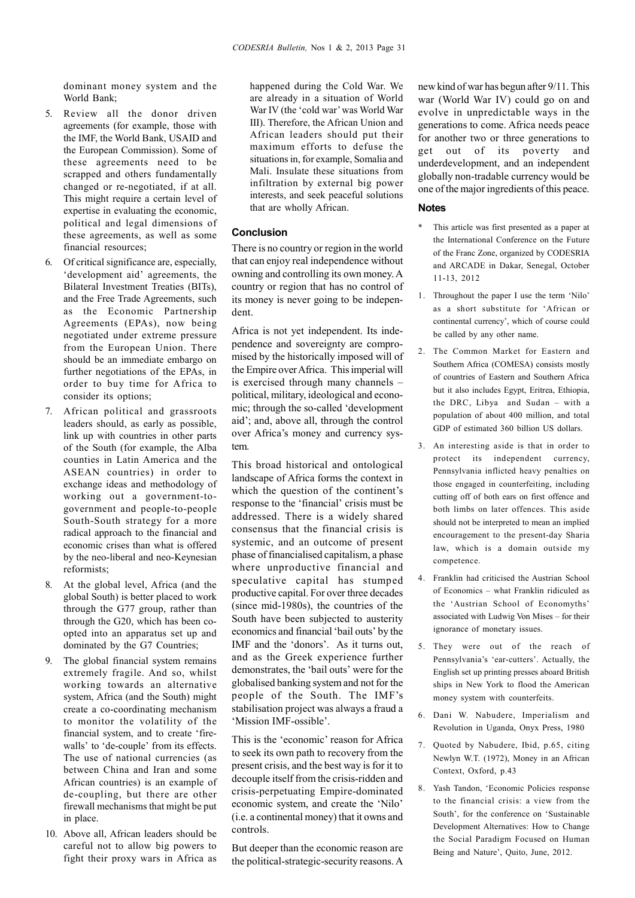dominant money system and the World Bank;

5. Review all the donor driven agreements (for example, those with the IMF, the World Bank, USAID and the European Commission). Some of these agreements need to be scrapped and others fundamentally changed or re-negotiated, if at all. This might require a certain level of expertise in evaluating the economic, political and legal dimensions of these agreements, as well as some financial resources;
6. Of critical significance are, especially, 'development aid' agreements, the Bilateral Investment Treaties (BITs), and the Free Trade Agreements, such as the Economic Partnership Agreements (EPAs), now being negotiated under extreme pressure from the European Union. There should be an immediate embargo on further negotiations of the EPAs, in order to buy time for Africa to consider its options;
7. African political and grassroots leaders should, as early as possible, link up with countries in other parts of the South (for example, the Alba counties in Latin America and the ASEAN countries) in order to exchange ideas and methodology of working out a government-to-government and people-to-people South-South strategy for a more radical approach to the financial and economic crises than what is offered by the neo-liberal and neo-Keynesian reformists;
8. At the global level, Africa (and the global South) is better placed to work through the G77 group, rather than through the G20, which has been co-opted into an apparatus set up and dominated by the G7 Countries;
9. The global financial system remains extremely fragile. And so, whilst working towards an alternative system, Africa (and the South) might create a co-coordinating mechanism to monitor the volatility of the financial system, and to create 'fire-walls' to 'de-couple' from its effects. The use of national currencies (as between China and Iran and some African countries) is an example of de-coupling, but there are other firewall mechanisms that might be put in place.
10. Above all, African leaders should be careful not to allow big powers to fight their proxy wars in Africa as happened during the Cold War. We are already in a situation of World War IV (the 'cold war' was World War III). Therefore, the African Union and African leaders should put their maximum efforts to defuse the situations in, for example, Somalia and Mali. Insulate these situations from infiltration by external big power interests, and seek peaceful solutions that are wholly African.

## Conclusion

There is no country or region in the world that can enjoy real independence without owning and controlling its own money. A country or region that has no control of its money is never going to be independent.

Africa is not yet independent. Its independence and sovereignty are compromised by the historically imposed will of the Empire over Africa. This imperial will is exercised through many channels – political, military, ideological and economic; through the so-called 'development aid'; and, above all, through the control over Africa's money and currency system.

This broad historical and ontological landscape of Africa forms the context in which the question of the continent's response to the 'financial' crisis must be addressed. There is a widely shared consensus that the financial crisis is systemic, and an outcome of present phase of financialised capitalism, a phase where unproductive financial and speculative capital has stumped productive capital. For over three decades (since mid-1980s), the countries of the South have been subjected to austerity economics and financial 'bail outs' by the IMF and the 'donors'. As it turns out, and as the Greek experience further demonstrates, the 'bail outs' were for the globalised banking system and not for the people of the South. The IMF's stabilisation project was always a fraud a 'Mission IMF-ossible'.

This is the 'economic' reason for Africa to seek its own path to recovery from the present crisis, and the best way is for it to decouple itself from the crisis-ridden and crisis-perpetuating Empire-dominated economic system, and create the 'Nilo' (i.e. a continental money) that it owns and controls.

But deeper than the economic reason are the political-strategic-security reasons. A new kind of war has begun after 9/11. This war (World War IV) could go on and evolve in unpredictable ways in the generations to come. Africa needs peace for another two or three generations to get out of its poverty and underdevelopment, and an independent globally non-tradable currency would be one of the major ingredients of this peace.

### Notes

\* This article was first presented as a paper at the International Conference on the Future of the Franc Zone, organized by CODESRIA and ARCADE in Dakar, Senegal, October 11-13, 2012

1. Throughout the paper I use the term 'Nilo' as a short substitute for 'African or continental currency', which of course could be called by any other name.
2. The Common Market for Eastern and Southern Africa (COMESA) consists mostly of countries of Eastern and Southern Africa but it also includes Egypt, Eritrea, Ethiopia, the DRC, Libya and Sudan – with a population of about 400 million, and total GDP of estimated 360 billion US dollars.
3. An interesting aside is that in order to protect its independent currency, Pennsylvania inflicted heavy penalties on those engaged in counterfeiting, including cutting off of both ears on first offence and both limbs on later offences. This aside should not be interpreted to mean an implied encouragement to the present-day Sharia law, which is a domain outside my competence.
4. Franklin had criticised the Austrian School of Economics – what Franklin ridiculed as the 'Austrian School of Economyths' associated with Ludwig Von Mises – for their ignorance of monetary issues.
5. They were out of the reach of Pennsylvania's 'ear-cutters'. Actually, the English set up printing presses aboard British ships in New York to flood the American money system with counterfeits.
6. Dani W. Nabudere, Imperialism and Revolution in Uganda, Onyx Press, 1980
7. Quoted by Nabudere, Ibid, p.65, citing Newlyn W.T. (1972), Money in an African Context, Oxford, p.43
8. Yash Tandon, 'Economic Policies response to the financial crisis: a view from the South', for the conference on 'Sustainable Development Alternatives: How to Change the Social Paradigm Focused on Human Being and Nature', Quito, June, 2012.